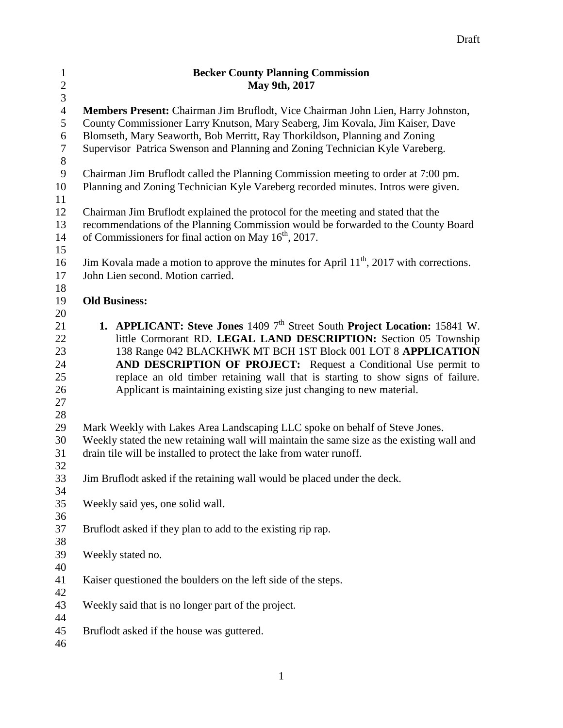Draft

# Becker County Planning Commission
## May 9th, 2017

**Members Present:** Chairman Jim Bruflodt, Vice Chairman John Lien, Harry Johnston, County Commissioner Larry Knutson, Mary Seaberg, Jim Kovala, Jim Kaiser, Dave Blomseth, Mary Seaworth, Bob Merritt, Ray Thorkildson, Planning and Zoning Supervisor Patrica Swenson and Planning and Zoning Technician Kyle Vareberg.

Chairman Jim Bruflodt called the Planning Commission meeting to order at 7:00 pm. Planning and Zoning Technician Kyle Vareberg recorded minutes. Intros were given.

Chairman Jim Bruflodt explained the protocol for the meeting and stated that the recommendations of the Planning Commission would be forwarded to the County Board of Commissioners for final action on May 16th, 2017.

Jim Kovala made a motion to approve the minutes for April 11th, 2017 with corrections. John Lien second. Motion carried.

**Old Business:**

1. **APPLICANT: Steve Jones** 1409 7th Street South **Project Location:** 15841 W. little Cormorant RD. **LEGAL LAND DESCRIPTION:** Section 05 Township 138 Range 042 BLACKHWK MT BCH 1ST Block 001 LOT 8 **APPLICATION AND DESCRIPTION OF PROJECT:** Request a Conditional Use permit to replace an old timber retaining wall that is starting to show signs of failure. Applicant is maintaining existing size just changing to new material.

Mark Weekly with Lakes Area Landscaping LLC spoke on behalf of Steve Jones. Weekly stated the new retaining wall will maintain the same size as the existing wall and drain tile will be installed to protect the lake from water runoff.

Jim Bruflodt asked if the retaining wall would be placed under the deck.

Weekly said yes, one solid wall.

Bruflodt asked if they plan to add to the existing rip rap.

Weekly stated no.

Kaiser questioned the boulders on the left side of the steps.

Weekly said that is no longer part of the project.

Bruflodt asked if the house was guttered.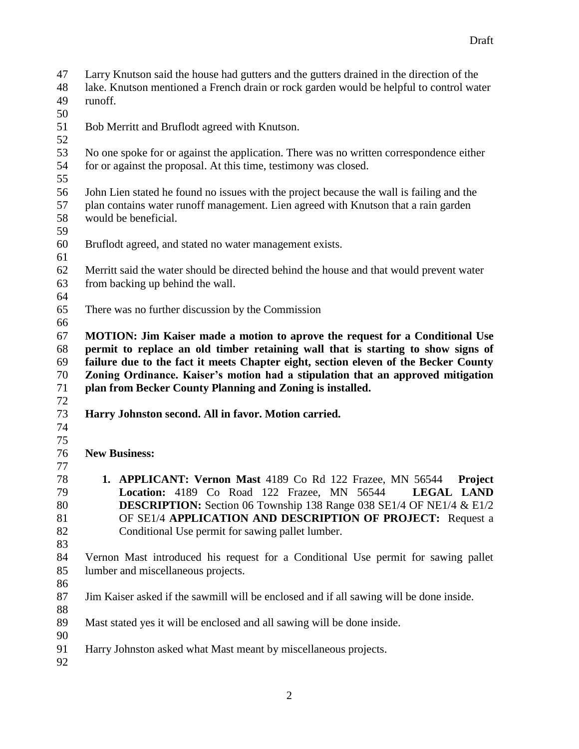Larry Knutson said the house had gutters and the gutters drained in the direction of the lake. Knutson mentioned a French drain or rock garden would be helpful to control water runoff.

Bob Merritt and Bruflodt agreed with Knutson.

No one spoke for or against the application. There was no written correspondence either for or against the proposal. At this time, testimony was closed.

John Lien stated he found no issues with the project because the wall is failing and the plan contains water runoff management. Lien agreed with Knutson that a rain garden would be beneficial.

Bruflodt agreed, and stated no water management exists.

Merritt said the water should be directed behind the house and that would prevent water from backing up behind the wall.

There was no further discussion by the Commission

**MOTION: Jim Kaiser made a motion to aprove the request for a Conditional Use permit to replace an old timber retaining wall that is starting to show signs of failure due to the fact it meets Chapter eight, section eleven of the Becker County Zoning Ordinance. Kaiser's motion had a stipulation that an approved mitigation plan from Becker County Planning and Zoning is installed.**

**Harry Johnston second. All in favor. Motion carried.**

**New Business:**

1. **APPLICANT: Vernon Mast** 4189 Co Rd 122 Frazee, MN 56544 **Project Location:** 4189 Co Road 122 Frazee, MN 56544 **LEGAL LAND DESCRIPTION:** Section 06 Township 138 Range 038 SE1/4 OF NE1/4 & E1/2 OF SE1/4 **APPLICATION AND DESCRIPTION OF PROJECT:** Request a Conditional Use permit for sawing pallet lumber.

Vernon Mast introduced his request for a Conditional Use permit for sawing pallet lumber and miscellaneous projects.

Jim Kaiser asked if the sawmill will be enclosed and if all sawing will be done inside.

Mast stated yes it will be enclosed and all sawing will be done inside.

Harry Johnston asked what Mast meant by miscellaneous projects.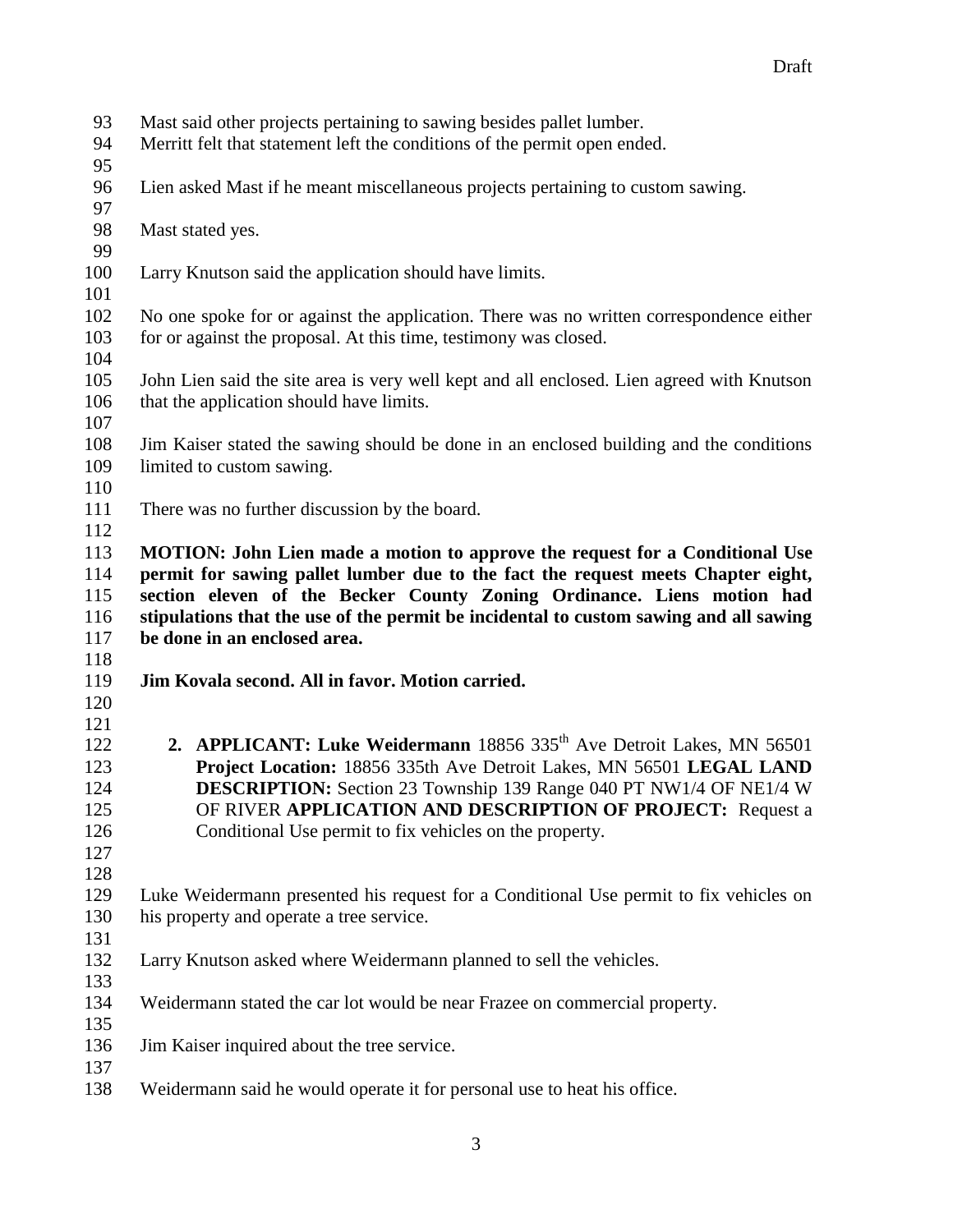Mast said other projects pertaining to sawing besides pallet lumber.
Merritt felt that statement left the conditions of the permit open ended.

Lien asked Mast if he meant miscellaneous projects pertaining to custom sawing.

Mast stated yes.

Larry Knutson said the application should have limits.

No one spoke for or against the application. There was no written correspondence either for or against the proposal. At this time, testimony was closed.

John Lien said the site area is very well kept and all enclosed. Lien agreed with Knutson that the application should have limits.

Jim Kaiser stated the sawing should be done in an enclosed building and the conditions limited to custom sawing.

There was no further discussion by the board.

**MOTION: John Lien made a motion to approve the request for a Conditional Use permit for sawing pallet lumber due to the fact the request meets Chapter eight, section eleven of the Becker County Zoning Ordinance. Liens motion had stipulations that the use of the permit be incidental to custom sawing and all sawing be done in an enclosed area.**

**Jim Kovala second. All in favor. Motion carried.**

2. **APPLICANT: Luke Weidermann** 18856 335th Ave Detroit Lakes, MN 56501 **Project Location:** 18856 335th Ave Detroit Lakes, MN 56501 **LEGAL LAND DESCRIPTION:** Section 23 Township 139 Range 040 PT NW1/4 OF NE1/4 W OF RIVER **APPLICATION AND DESCRIPTION OF PROJECT:** Request a Conditional Use permit to fix vehicles on the property.

Luke Weidermann presented his request for a Conditional Use permit to fix vehicles on his property and operate a tree service.

Larry Knutson asked where Weidermann planned to sell the vehicles.

Weidermann stated the car lot would be near Frazee on commercial property.

Jim Kaiser inquired about the tree service.

Weidermann said he would operate it for personal use to heat his office.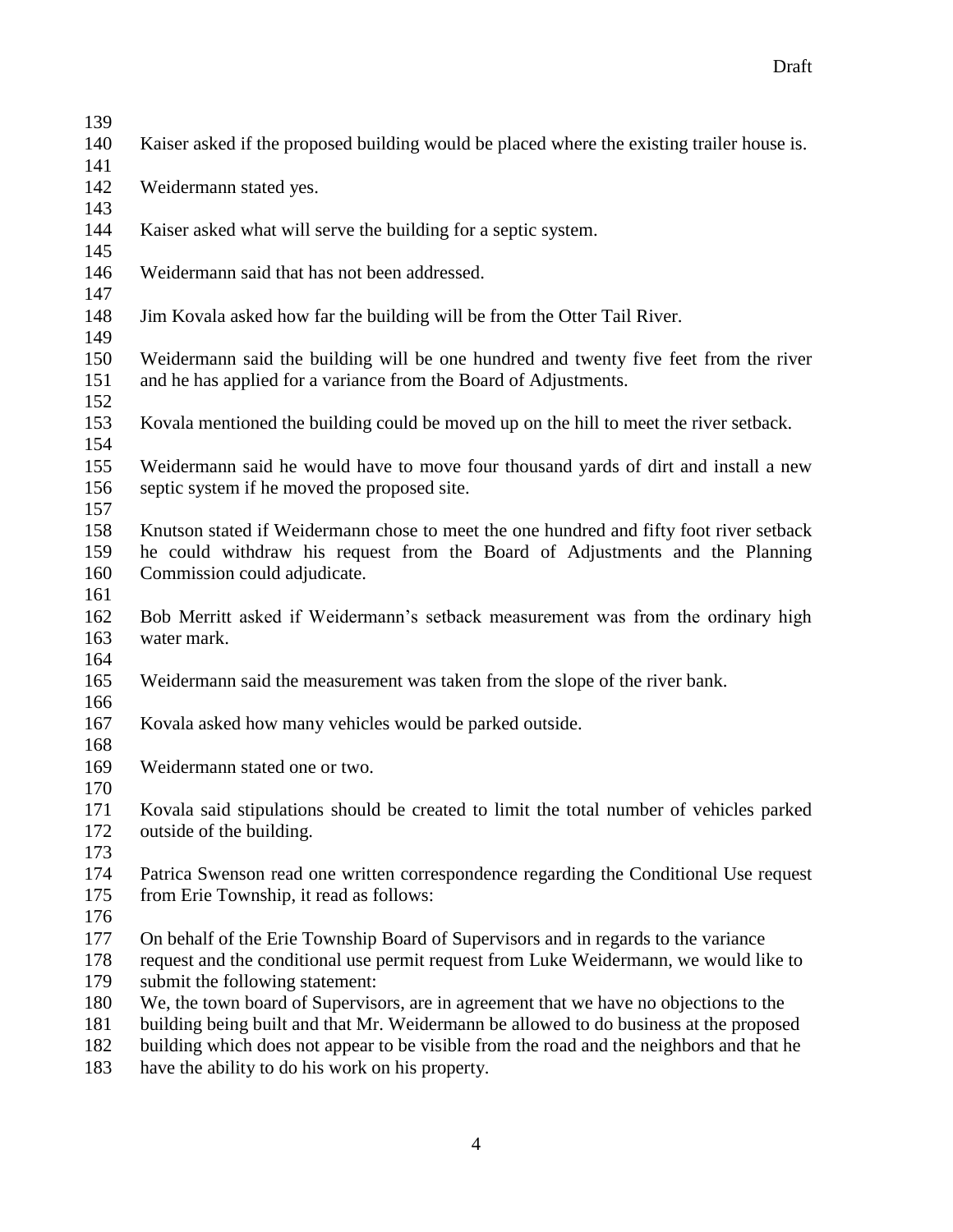Kaiser asked if the proposed building would be placed where the existing trailer house is.

Weidermann stated yes.

Kaiser asked what will serve the building for a septic system.

Weidermann said that has not been addressed.

Jim Kovala asked how far the building will be from the Otter Tail River.

Weidermann said the building will be one hundred and twenty five feet from the river and he has applied for a variance from the Board of Adjustments.

Kovala mentioned the building could be moved up on the hill to meet the river setback.

Weidermann said he would have to move four thousand yards of dirt and install a new septic system if he moved the proposed site.

Knutson stated if Weidermann chose to meet the one hundred and fifty foot river setback he could withdraw his request from the Board of Adjustments and the Planning Commission could adjudicate.

Bob Merritt asked if Weidermann's setback measurement was from the ordinary high water mark.

Weidermann said the measurement was taken from the slope of the river bank.

Kovala asked how many vehicles would be parked outside.

Weidermann stated one or two.

Kovala said stipulations should be created to limit the total number of vehicles parked outside of the building.

Patrica Swenson read one written correspondence regarding the Conditional Use request from Erie Township, it read as follows:

On behalf of the Erie Township Board of Supervisors and in regards to the variance request and the conditional use permit request from Luke Weidermann, we would like to submit the following statement:
We, the town board of Supervisors, are in agreement that we have no objections to the building being built and that Mr. Weidermann be allowed to do business at the proposed building which does not appear to be visible from the road and the neighbors and that he have the ability to do his work on his property.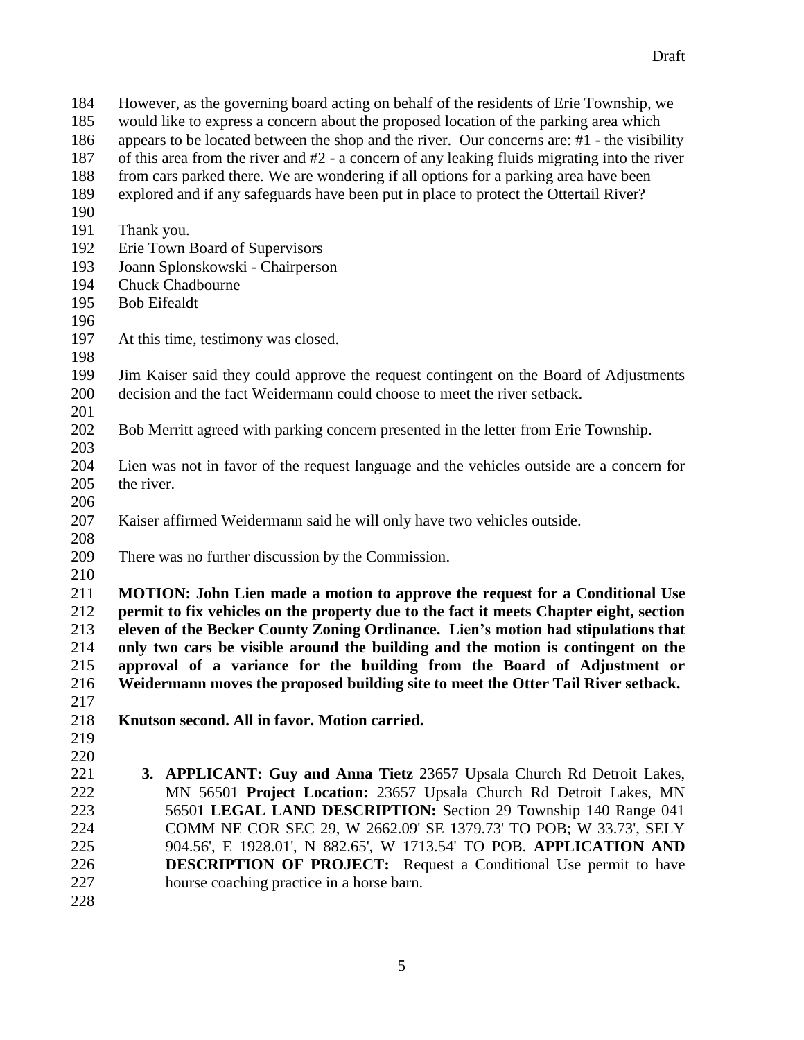However, as the governing board acting on behalf of the residents of Erie Township, we would like to express a concern about the proposed location of the parking area which appears to be located between the shop and the river. Our concerns are: #1 - the visibility of this area from the river and #2 - a concern of any leaking fluids migrating into the river from cars parked there. We are wondering if all options for a parking area have been explored and if any safeguards have been put in place to protect the Ottertail River?

Thank you.
Erie Town Board of Supervisors
Joann Splonskowski - Chairperson
Chuck Chadbourne
Bob Eifealdt

At this time, testimony was closed.

Jim Kaiser said they could approve the request contingent on the Board of Adjustments decision and the fact Weidermann could choose to meet the river setback.

Bob Merritt agreed with parking concern presented in the letter from Erie Township.

Lien was not in favor of the request language and the vehicles outside are a concern for the river.

Kaiser affirmed Weidermann said he will only have two vehicles outside.

There was no further discussion by the Commission.

**MOTION: John Lien made a motion to approve the request for a Conditional Use permit to fix vehicles on the property due to the fact it meets Chapter eight, section eleven of the Becker County Zoning Ordinance. Lien's motion had stipulations that only two cars be visible around the building and the motion is contingent on the approval of a variance for the building from the Board of Adjustment or Weidermann moves the proposed building site to meet the Otter Tail River setback.**

**Knutson second. All in favor. Motion carried.**

3. **APPLICANT: Guy and Anna Tietz** 23657 Upsala Church Rd Detroit Lakes, MN 56501 **Project Location:** 23657 Upsala Church Rd Detroit Lakes, MN 56501 **LEGAL LAND DESCRIPTION:** Section 29 Township 140 Range 041 COMM NE COR SEC 29, W 2662.09' SE 1379.73' TO POB; W 33.73', SELY 904.56', E 1928.01', N 882.65', W 1713.54' TO POB. **APPLICATION AND DESCRIPTION OF PROJECT:** Request a Conditional Use permit to have hourse coaching practice in a horse barn.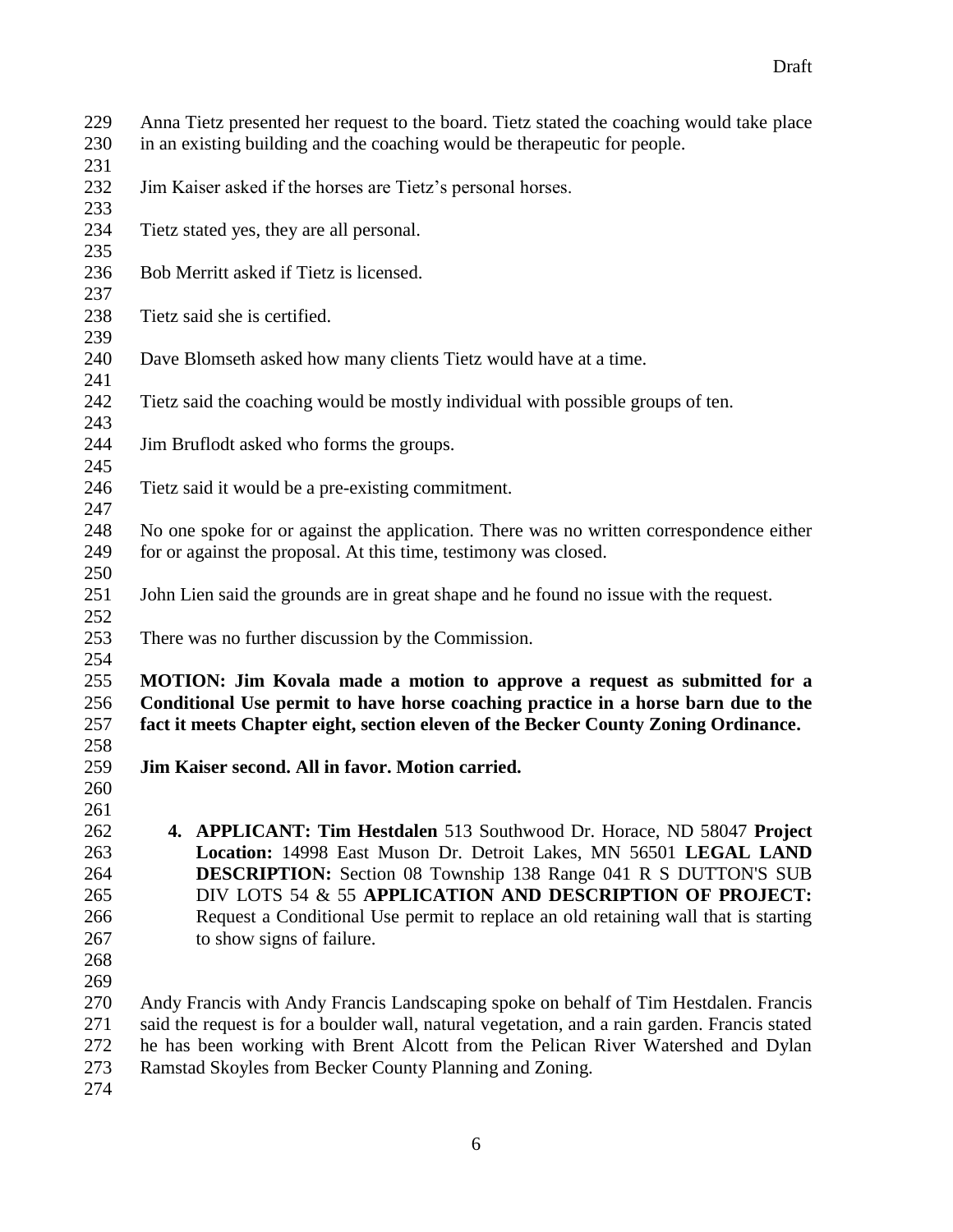Anna Tietz presented her request to the board. Tietz stated the coaching would take place in an existing building and the coaching would be therapeutic for people.

Jim Kaiser asked if the horses are Tietz's personal horses.

Tietz stated yes, they are all personal.

Bob Merritt asked if Tietz is licensed.

Tietz said she is certified.

Dave Blomseth asked how many clients Tietz would have at a time.

Tietz said the coaching would be mostly individual with possible groups of ten.

Jim Bruflodt asked who forms the groups.

Tietz said it would be a pre-existing commitment.

No one spoke for or against the application. There was no written correspondence either for or against the proposal. At this time, testimony was closed.

John Lien said the grounds are in great shape and he found no issue with the request.

There was no further discussion by the Commission.

**MOTION: Jim Kovala made a motion to approve a request as submitted for a Conditional Use permit to have horse coaching practice in a horse barn due to the fact it meets Chapter eight, section eleven of the Becker County Zoning Ordinance.**

**Jim Kaiser second. All in favor. Motion carried.**

4. **APPLICANT: Tim Hestdalen** 513 Southwood Dr. Horace, ND 58047 **Project Location:** 14998 East Muson Dr. Detroit Lakes, MN 56501 **LEGAL LAND DESCRIPTION:** Section 08 Township 138 Range 041 R S DUTTON'S SUB DIV LOTS 54 & 55 **APPLICATION AND DESCRIPTION OF PROJECT:** Request a Conditional Use permit to replace an old retaining wall that is starting to show signs of failure.

Andy Francis with Andy Francis Landscaping spoke on behalf of Tim Hestdalen. Francis said the request is for a boulder wall, natural vegetation, and a rain garden. Francis stated he has been working with Brent Alcott from the Pelican River Watershed and Dylan Ramstad Skoyles from Becker County Planning and Zoning.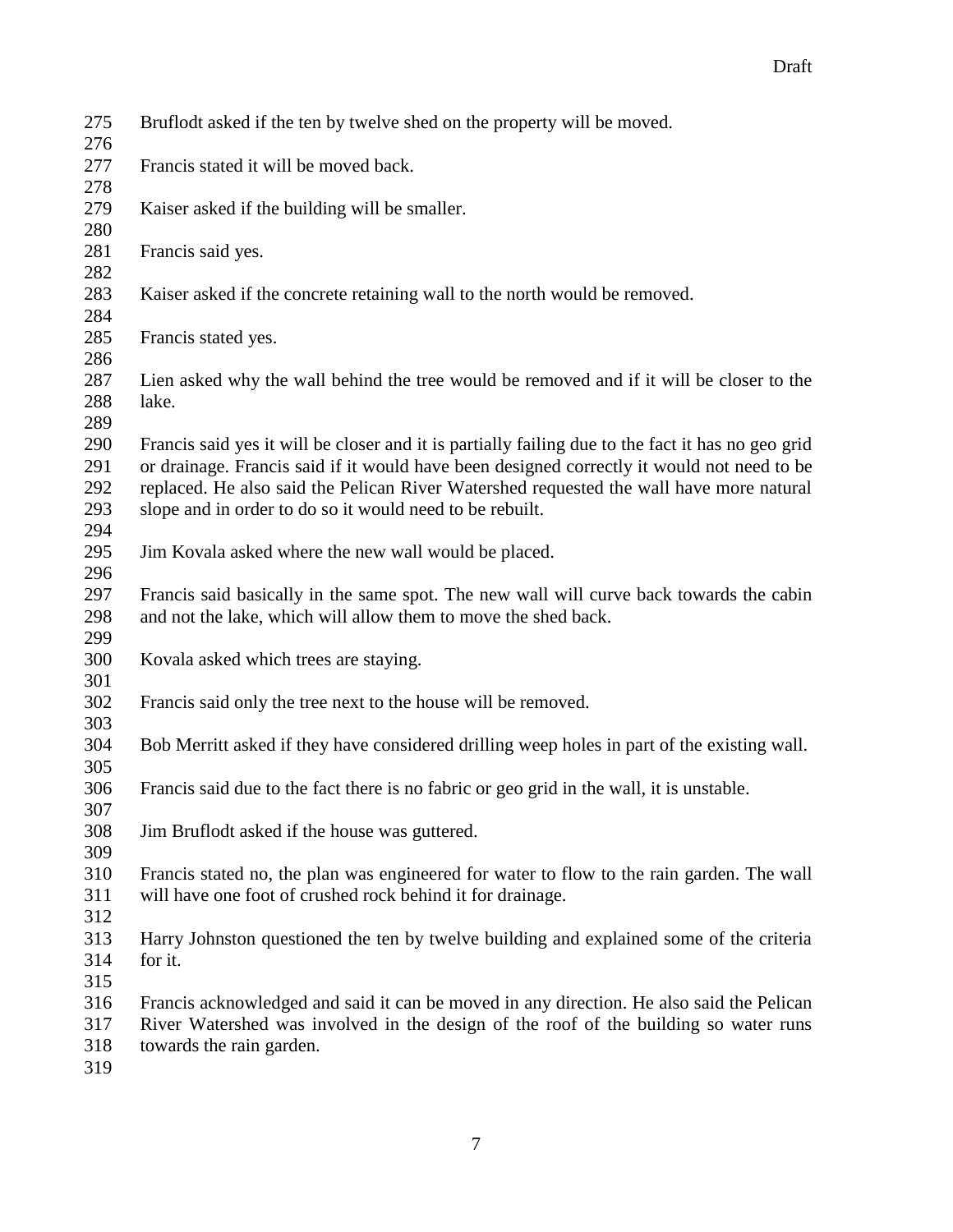Bruflodt asked if the ten by twelve shed on the property will be moved.

Francis stated it will be moved back.

Kaiser asked if the building will be smaller.

Francis said yes.

Kaiser asked if the concrete retaining wall to the north would be removed.

Francis stated yes.

Lien asked why the wall behind the tree would be removed and if it will be closer to the lake.

Francis said yes it will be closer and it is partially failing due to the fact it has no geo grid or drainage. Francis said if it would have been designed correctly it would not need to be replaced. He also said the Pelican River Watershed requested the wall have more natural slope and in order to do so it would need to be rebuilt.

Jim Kovala asked where the new wall would be placed.

Francis said basically in the same spot. The new wall will curve back towards the cabin and not the lake, which will allow them to move the shed back.

Kovala asked which trees are staying.

Francis said only the tree next to the house will be removed.

Bob Merritt asked if they have considered drilling weep holes in part of the existing wall.

Francis said due to the fact there is no fabric or geo grid in the wall, it is unstable.

Jim Bruflodt asked if the house was guttered.

Francis stated no, the plan was engineered for water to flow to the rain garden. The wall will have one foot of crushed rock behind it for drainage.

Harry Johnston questioned the ten by twelve building and explained some of the criteria for it.

Francis acknowledged and said it can be moved in any direction. He also said the Pelican River Watershed was involved in the design of the roof of the building so water runs towards the rain garden.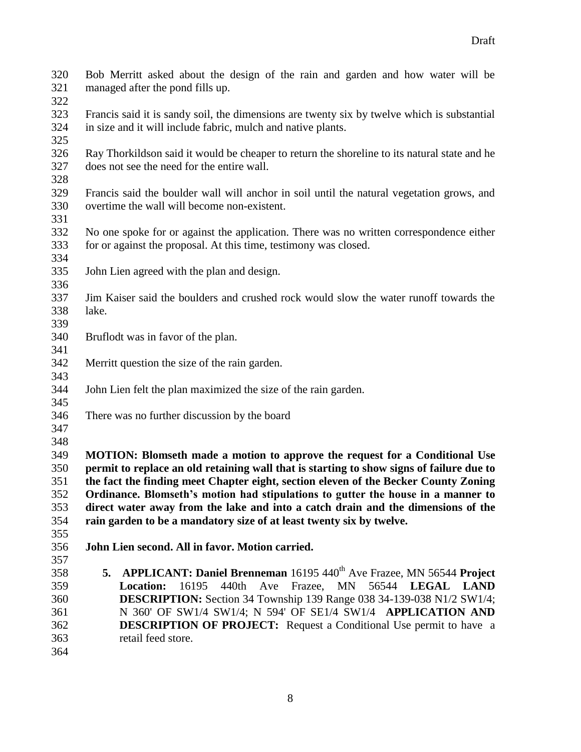Bob Merritt asked about the design of the rain and garden and how water will be managed after the pond fills up.

Francis said it is sandy soil, the dimensions are twenty six by twelve which is substantial in size and it will include fabric, mulch and native plants.

Ray Thorkildson said it would be cheaper to return the shoreline to its natural state and he does not see the need for the entire wall.

Francis said the boulder wall will anchor in soil until the natural vegetation grows, and overtime the wall will become non-existent.

No one spoke for or against the application. There was no written correspondence either for or against the proposal. At this time, testimony was closed.

John Lien agreed with the plan and design.

Jim Kaiser said the boulders and crushed rock would slow the water runoff towards the lake.

Bruflodt was in favor of the plan.

Merritt question the size of the rain garden.

John Lien felt the plan maximized the size of the rain garden.

There was no further discussion by the board

**MOTION: Blomseth made a motion to approve the request for a Conditional Use permit to replace an old retaining wall that is starting to show signs of failure due to the fact the finding meet Chapter eight, section eleven of the Becker County Zoning Ordinance. Blomseth's motion had stipulations to gutter the house in a manner to direct water away from the lake and into a catch drain and the dimensions of the rain garden to be a mandatory size of at least twenty six by twelve.**

**John Lien second. All in favor. Motion carried.**

5. **APPLICANT: Daniel Brenneman** 16195 440th Ave Frazee, MN 56544 **Project Location:** 16195 440th Ave Frazee, MN 56544 **LEGAL LAND DESCRIPTION:** Section 34 Township 139 Range 038 34-139-038 N1/2 SW1/4; N 360' OF SW1/4 SW1/4; N 594' OF SE1/4 SW1/4 **APPLICATION AND DESCRIPTION OF PROJECT:** Request a Conditional Use permit to have a retail feed store.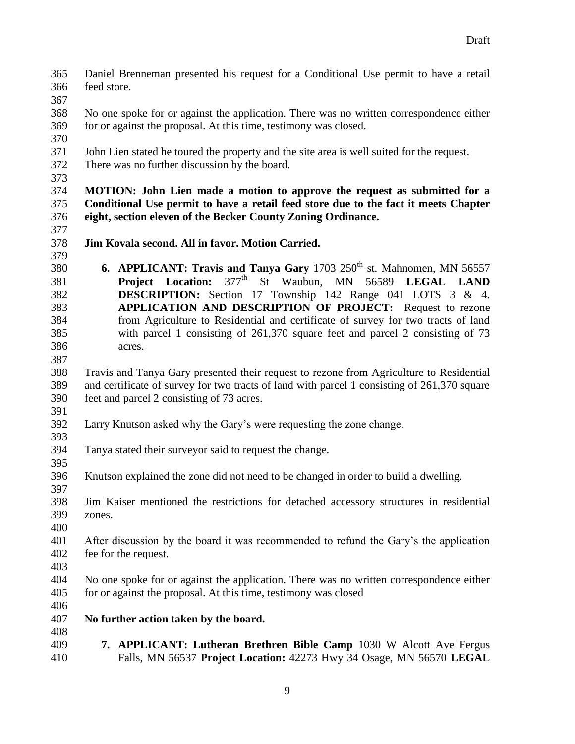Daniel Brenneman presented his request for a Conditional Use permit to have a retail feed store.

No one spoke for or against the application. There was no written correspondence either for or against the proposal. At this time, testimony was closed.

John Lien stated he toured the property and the site area is well suited for the request. There was no further discussion by the board.

**MOTION: John Lien made a motion to approve the request as submitted for a Conditional Use permit to have a retail feed store due to the fact it meets Chapter eight, section eleven of the Becker County Zoning Ordinance.**

**Jim Kovala second. All in favor. Motion Carried.**

6. **APPLICANT: Travis and Tanya Gary** 1703 250th st. Mahnomen, MN 56557 **Project Location:** 377th St Waubun, MN 56589 **LEGAL LAND DESCRIPTION:** Section 17 Township 142 Range 041 LOTS 3 & 4. **APPLICATION AND DESCRIPTION OF PROJECT:** Request to rezone from Agriculture to Residential and certificate of survey for two tracts of land with parcel 1 consisting of 261,370 square feet and parcel 2 consisting of 73 acres.

Travis and Tanya Gary presented their request to rezone from Agriculture to Residential and certificate of survey for two tracts of land with parcel 1 consisting of 261,370 square feet and parcel 2 consisting of 73 acres.

Larry Knutson asked why the Gary's were requesting the zone change.

Tanya stated their surveyor said to request the change.

Knutson explained the zone did not need to be changed in order to build a dwelling.

Jim Kaiser mentioned the restrictions for detached accessory structures in residential zones.

After discussion by the board it was recommended to refund the Gary's the application fee for the request.

No one spoke for or against the application. There was no written correspondence either for or against the proposal. At this time, testimony was closed

**No further action taken by the board.**

7. **APPLICANT: Lutheran Brethren Bible Camp** 1030 W Alcott Ave Fergus Falls, MN 56537 **Project Location:** 42273 Hwy 34 Osage, MN 56570 **LEGAL**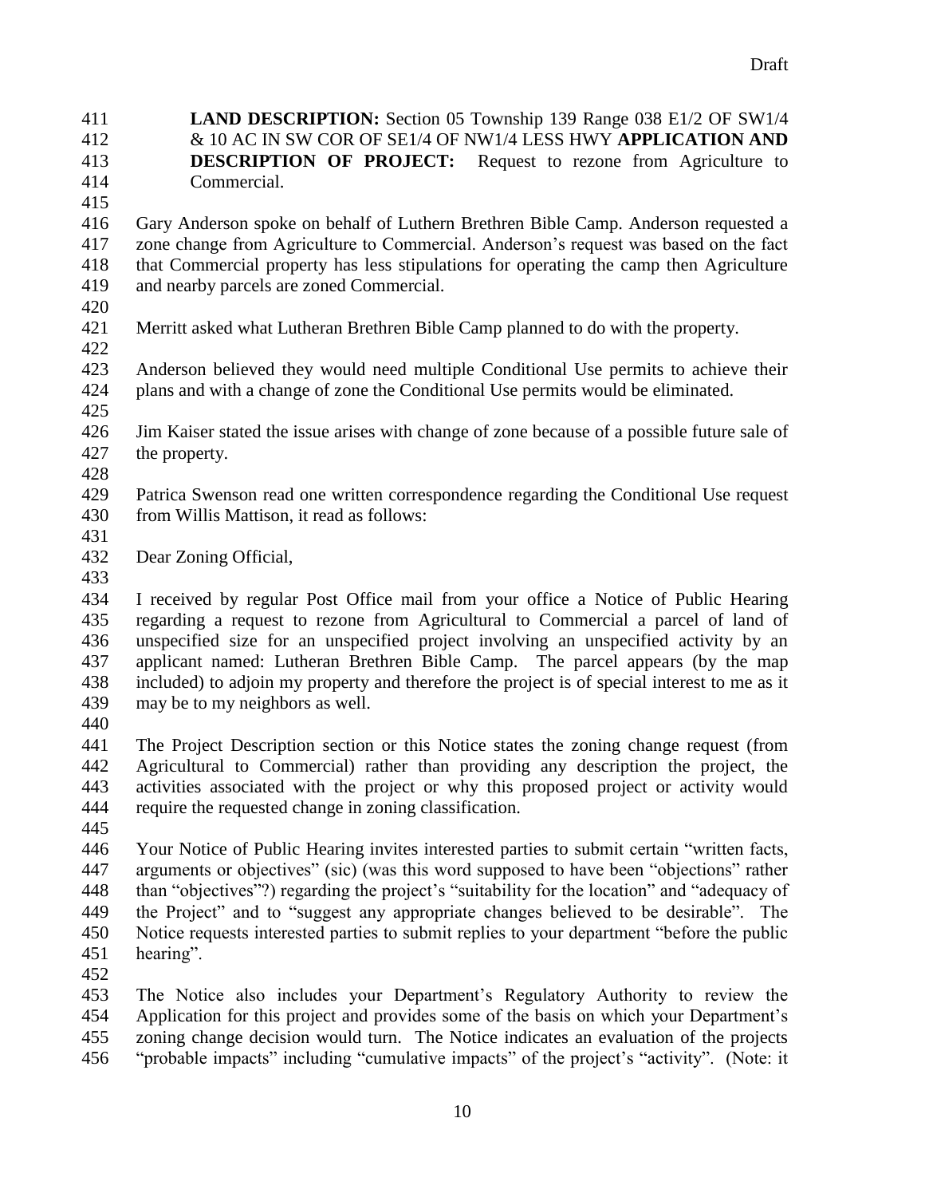**LAND DESCRIPTION:** Section 05 Township 139 Range 038 E1/2 OF SW1/4 & 10 AC IN SW COR OF SE1/4 OF NW1/4 LESS HWY **APPLICATION AND DESCRIPTION OF PROJECT:** Request to rezone from Agriculture to Commercial.

Gary Anderson spoke on behalf of Luthern Brethren Bible Camp. Anderson requested a zone change from Agriculture to Commercial. Anderson's request was based on the fact that Commercial property has less stipulations for operating the camp then Agriculture and nearby parcels are zoned Commercial.

Merritt asked what Lutheran Brethren Bible Camp planned to do with the property.

Anderson believed they would need multiple Conditional Use permits to achieve their plans and with a change of zone the Conditional Use permits would be eliminated.

Jim Kaiser stated the issue arises with change of zone because of a possible future sale of the property.

Patrica Swenson read one written correspondence regarding the Conditional Use request from Willis Mattison, it read as follows:

Dear Zoning Official,

I received by regular Post Office mail from your office a Notice of Public Hearing regarding a request to rezone from Agricultural to Commercial a parcel of land of unspecified size for an unspecified project involving an unspecified activity by an applicant named: Lutheran Brethren Bible Camp. The parcel appears (by the map included) to adjoin my property and therefore the project is of special interest to me as it may be to my neighbors as well.

The Project Description section or this Notice states the zoning change request (from Agricultural to Commercial) rather than providing any description the project, the activities associated with the project or why this proposed project or activity would require the requested change in zoning classification.

Your Notice of Public Hearing invites interested parties to submit certain "written facts, arguments or objectives" (sic) (was this word supposed to have been "objections" rather than "objectives"?) regarding the project's "suitability for the location" and "adequacy of the Project" and to "suggest any appropriate changes believed to be desirable". The Notice requests interested parties to submit replies to your department "before the public hearing".

The Notice also includes your Department's Regulatory Authority to review the Application for this project and provides some of the basis on which your Department's zoning change decision would turn. The Notice indicates an evaluation of the projects "probable impacts" including "cumulative impacts" of the project's "activity". (Note: it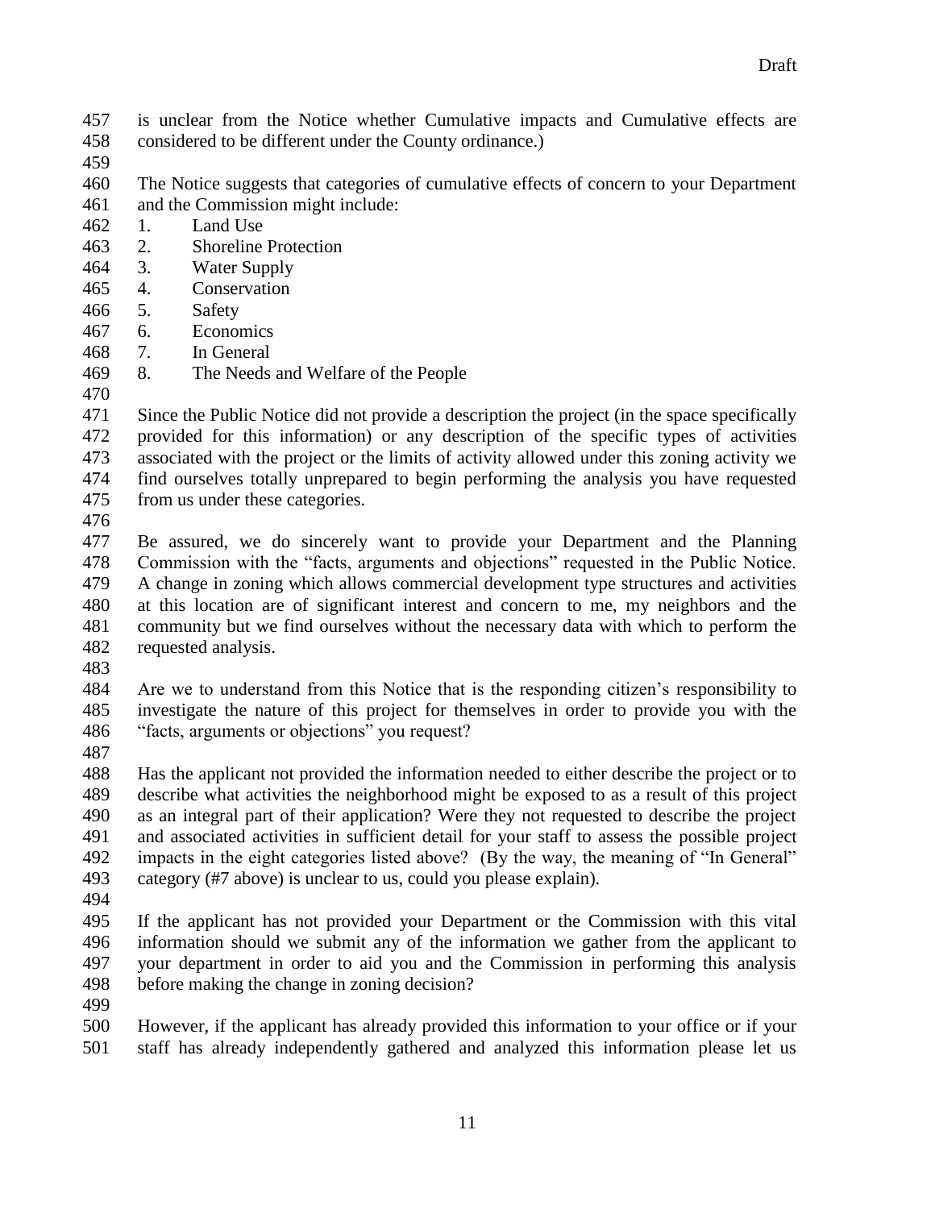is unclear from the Notice whether Cumulative impacts and Cumulative effects are considered to be different under the County ordinance.)

The Notice suggests that categories of cumulative effects of concern to your Department and the Commission might include:

1. Land Use
2. Shoreline Protection
3. Water Supply
4. Conservation
5. Safety
6. Economics
7. In General
8. The Needs and Welfare of the People

Since the Public Notice did not provide a description the project (in the space specifically provided for this information) or any description of the specific types of activities associated with the project or the limits of activity allowed under this zoning activity we find ourselves totally unprepared to begin performing the analysis you have requested from us under these categories.

Be assured, we do sincerely want to provide your Department and the Planning Commission with the "facts, arguments and objections" requested in the Public Notice. A change in zoning which allows commercial development type structures and activities at this location are of significant interest and concern to me, my neighbors and the community but we find ourselves without the necessary data with which to perform the requested analysis.

Are we to understand from this Notice that is the responding citizen's responsibility to investigate the nature of this project for themselves in order to provide you with the "facts, arguments or objections" you request?

Has the applicant not provided the information needed to either describe the project or to describe what activities the neighborhood might be exposed to as a result of this project as an integral part of their application? Were they not requested to describe the project and associated activities in sufficient detail for your staff to assess the possible project impacts in the eight categories listed above? (By the way, the meaning of "In General" category (#7 above) is unclear to us, could you please explain).

If the applicant has not provided your Department or the Commission with this vital information should we submit any of the information we gather from the applicant to your department in order to aid you and the Commission in performing this analysis before making the change in zoning decision?

However, if the applicant has already provided this information to your office or if your staff has already independently gathered and analyzed this information please let us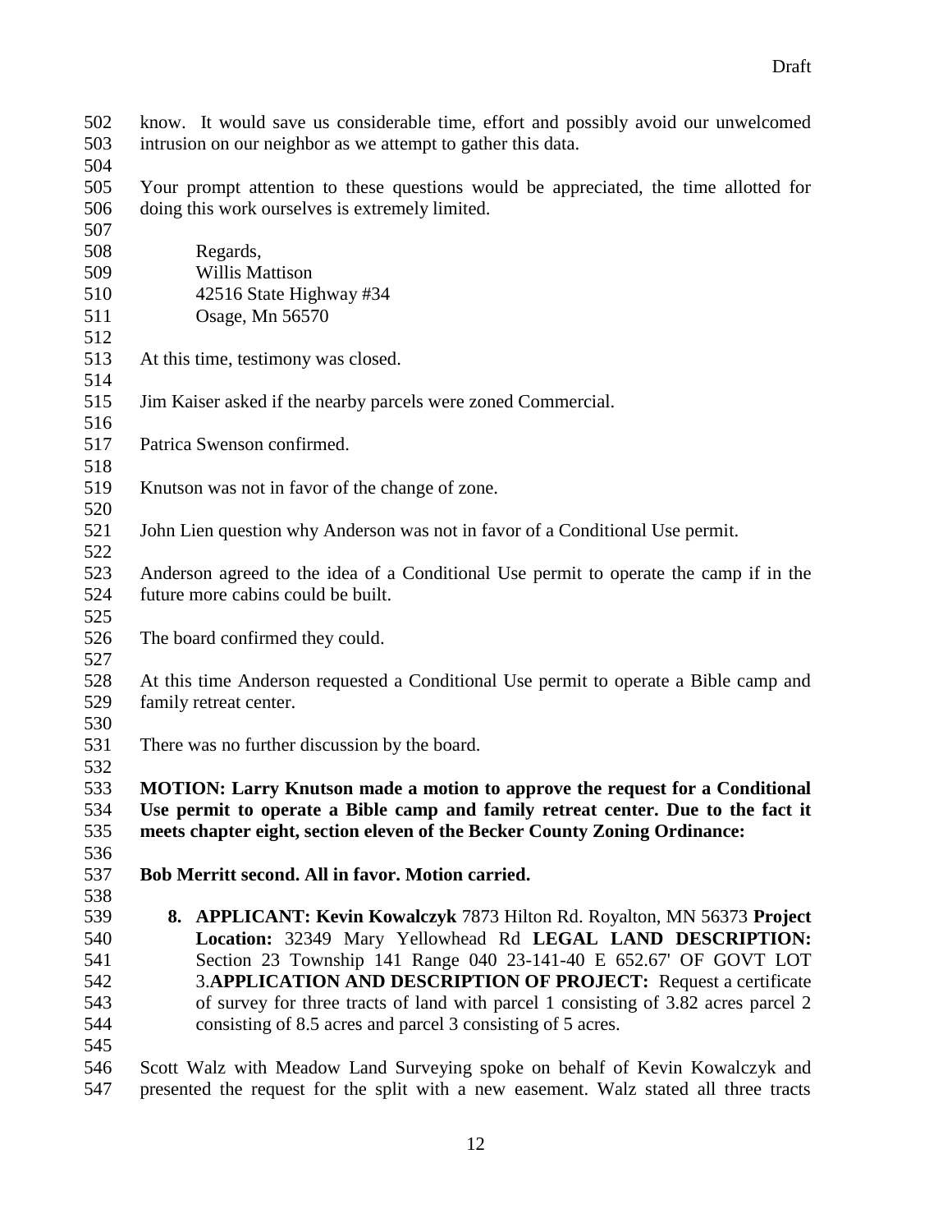know. It would save us considerable time, effort and possibly avoid our unwelcomed intrusion on our neighbor as we attempt to gather this data.

Your prompt attention to these questions would be appreciated, the time allotted for doing this work ourselves is extremely limited.

Regards,
Willis Mattison
42516 State Highway #34
Osage, Mn 56570

At this time, testimony was closed.

Jim Kaiser asked if the nearby parcels were zoned Commercial.

Patrica Swenson confirmed.

Knutson was not in favor of the change of zone.

John Lien question why Anderson was not in favor of a Conditional Use permit.

Anderson agreed to the idea of a Conditional Use permit to operate the camp if in the future more cabins could be built.

The board confirmed they could.

At this time Anderson requested a Conditional Use permit to operate a Bible camp and family retreat center.

There was no further discussion by the board.

**MOTION: Larry Knutson made a motion to approve the request for a Conditional Use permit to operate a Bible camp and family retreat center. Due to the fact it meets chapter eight, section eleven of the Becker County Zoning Ordinance:**

**Bob Merritt second. All in favor. Motion carried.**

8. **APPLICANT: Kevin Kowalczyk** 7873 Hilton Rd. Royalton, MN 56373 **Project Location:** 32349 Mary Yellowhead Rd **LEGAL LAND DESCRIPTION:** Section 23 Township 141 Range 040 23-141-40 E 652.67' OF GOVT LOT 3.**APPLICATION AND DESCRIPTION OF PROJECT:** Request a certificate of survey for three tracts of land with parcel 1 consisting of 3.82 acres parcel 2 consisting of 8.5 acres and parcel 3 consisting of 5 acres.

Scott Walz with Meadow Land Surveying spoke on behalf of Kevin Kowalczyk and presented the request for the split with a new easement. Walz stated all three tracts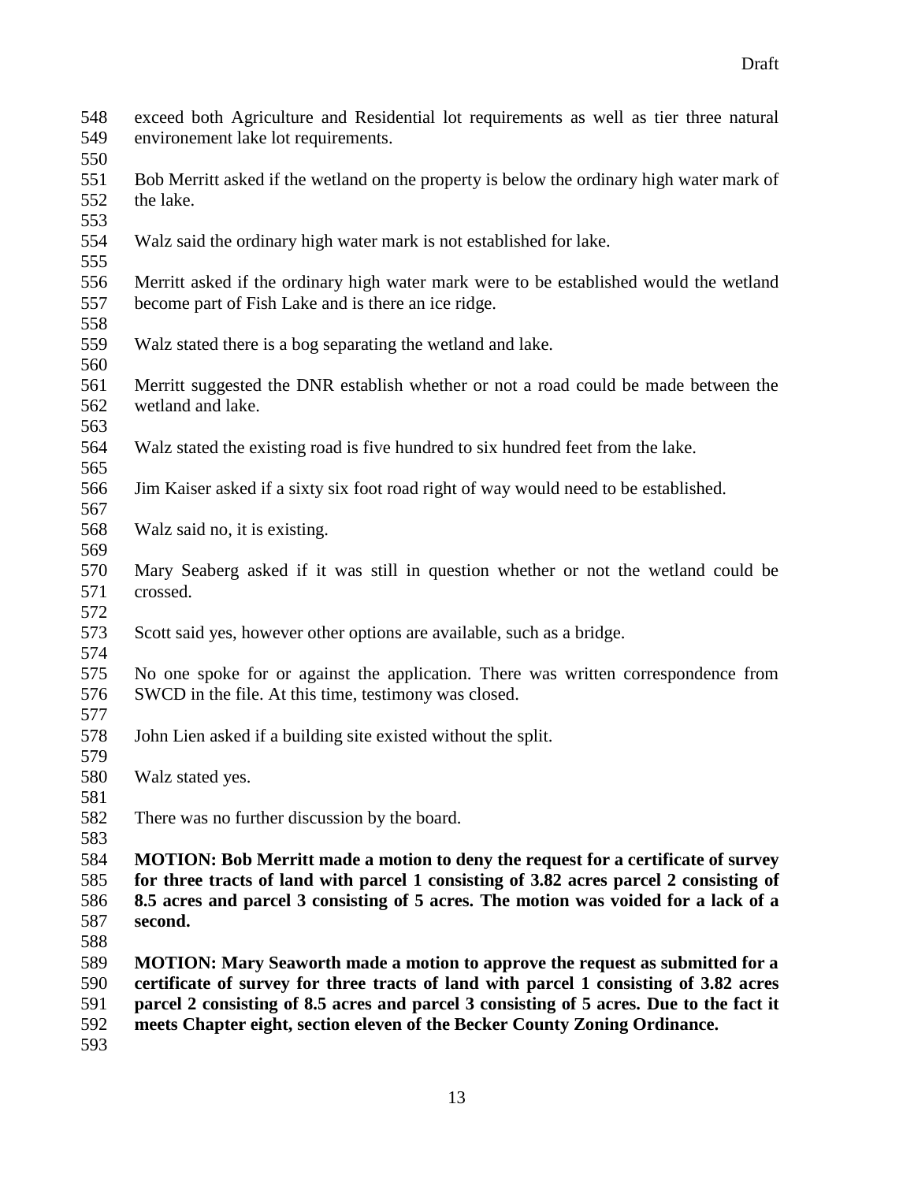exceed both Agriculture and Residential lot requirements as well as tier three natural environement lake lot requirements.

Bob Merritt asked if the wetland on the property is below the ordinary high water mark of the lake.

Walz said the ordinary high water mark is not established for lake.

Merritt asked if the ordinary high water mark were to be established would the wetland become part of Fish Lake and is there an ice ridge.

Walz stated there is a bog separating the wetland and lake.

Merritt suggested the DNR establish whether or not a road could be made between the wetland and lake.

Walz stated the existing road is five hundred to six hundred feet from the lake.

Jim Kaiser asked if a sixty six foot road right of way would need to be established.

Walz said no, it is existing.

Mary Seaberg asked if it was still in question whether or not the wetland could be crossed.

Scott said yes, however other options are available, such as a bridge.

No one spoke for or against the application. There was written correspondence from SWCD in the file. At this time, testimony was closed.

John Lien asked if a building site existed without the split.

Walz stated yes.

There was no further discussion by the board.

**MOTION: Bob Merritt made a motion to deny the request for a certificate of survey for three tracts of land with parcel 1 consisting of 3.82 acres parcel 2 consisting of 8.5 acres and parcel 3 consisting of 5 acres. The motion was voided for a lack of a second.**

**MOTION: Mary Seaworth made a motion to approve the request as submitted for a certificate of survey for three tracts of land with parcel 1 consisting of 3.82 acres parcel 2 consisting of 8.5 acres and parcel 3 consisting of 5 acres. Due to the fact it meets Chapter eight, section eleven of the Becker County Zoning Ordinance.**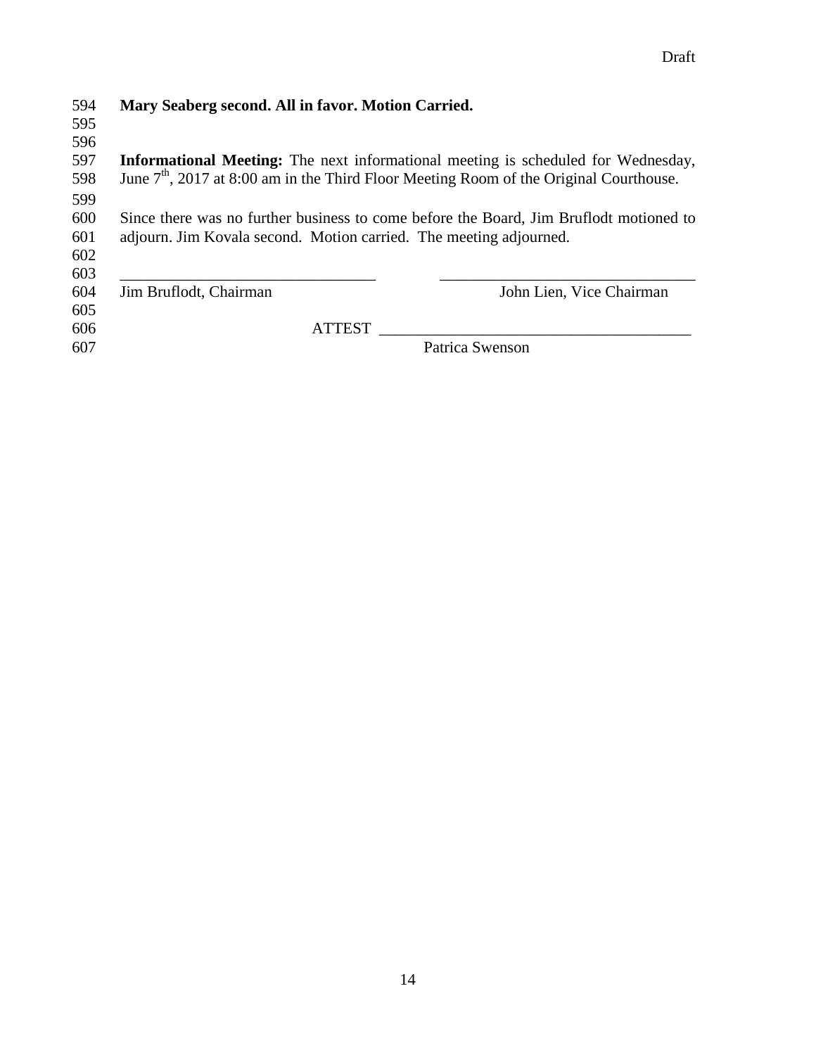**Mary Seaberg second. All in favor. Motion Carried.**

**Informational Meeting:** The next informational meeting is scheduled for Wednesday, June 7th, 2017 at 8:00 am in the Third Floor Meeting Room of the Original Courthouse.

Since there was no further business to come before the Board, Jim Bruflodt motioned to adjourn. Jim Kovala second. Motion carried. The meeting adjourned.

\_\_\_\_\_\_\_\_\_\_\_\_\_\_\_\_\_\_\_\_\_\_\_\_\_\_\_\_\_\_\_\_ \_\_\_\_\_\_\_\_\_\_\_\_\_\_\_\_\_\_\_\_\_\_\_\_\_\_\_\_\_\_\_\_

Jim Bruflodt, Chairman John Lien, Vice Chairman

ATTEST \_\_\_\_\_\_\_\_\_\_\_\_\_\_\_\_\_\_\_\_\_\_\_\_\_\_\_\_\_\_\_\_\_\_\_\_\_\_\_

Patrica Swenson